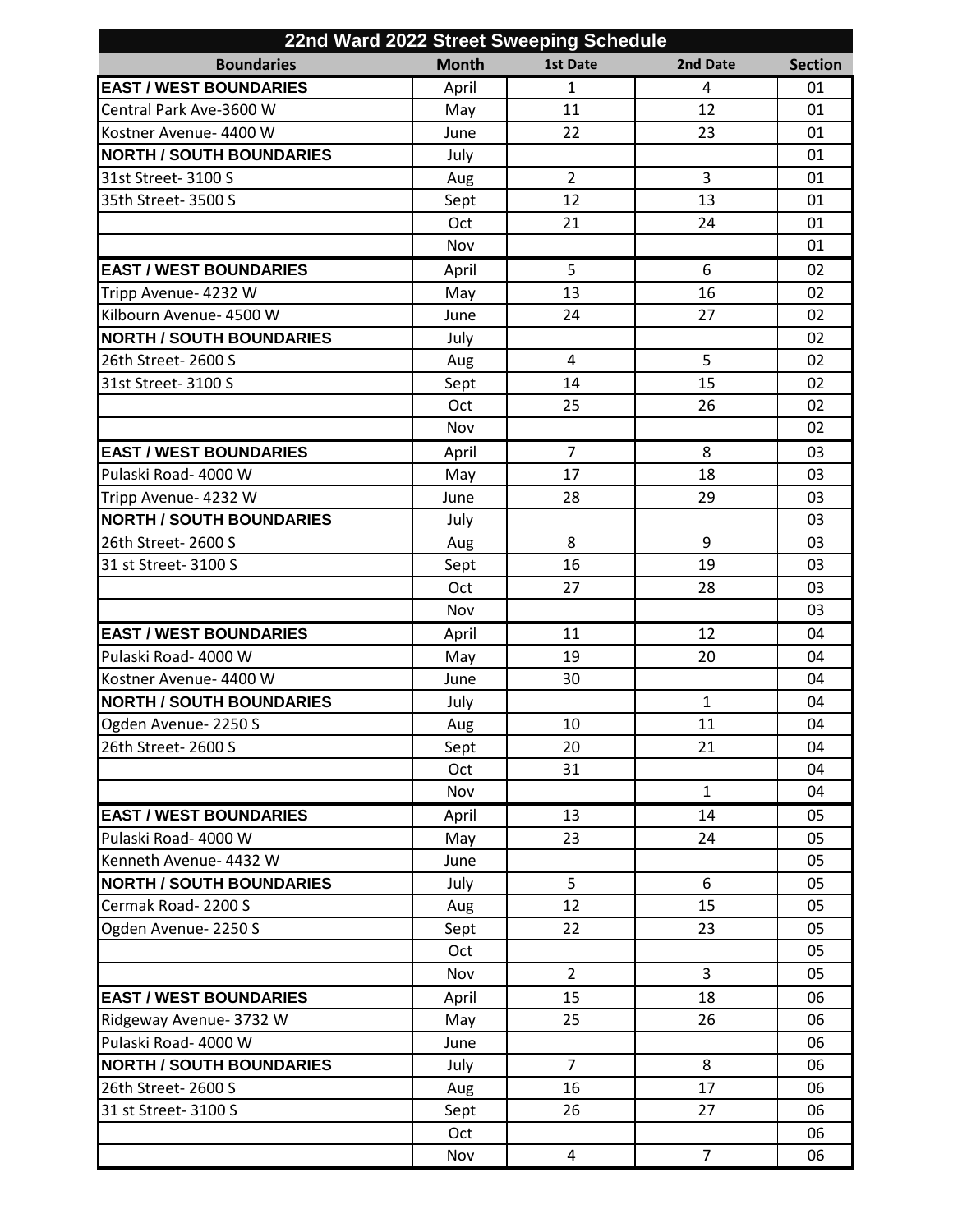# 22nd Ward 2022 Street Sweeping Schedule

| Boundaries | Month | 1st Date | 2nd Date | Section |
|---|---|---|---|---|
| **EAST / WEST BOUNDARIES** | April | 1 | 4 | 01 |
| Central Park Ave-3600 W | May | 11 | 12 | 01 |
| Kostner Avenue- 4400 W | June | 22 | 23 | 01 |
| **NORTH / SOUTH BOUNDARIES** | July | | | 01 |
| 31st Street- 3100 S | Aug | 2 | 3 | 01 |
| 35th Street- 3500 S | Sept | 12 | 13 | 01 |
| | Oct | 21 | 24 | 01 |
| | Nov | | | 01 |
| **EAST / WEST BOUNDARIES** | April | 5 | 6 | 02 |
| Tripp Avenue- 4232 W | May | 13 | 16 | 02 |
| Kilbourn Avenue- 4500 W | June | 24 | 27 | 02 |
| **NORTH / SOUTH BOUNDARIES** | July | | | 02 |
| 26th Street- 2600 S | Aug | 4 | 5 | 02 |
| 31st Street- 3100 S | Sept | 14 | 15 | 02 |
| | Oct | 25 | 26 | 02 |
| | Nov | | | 02 |
| **EAST / WEST BOUNDARIES** | April | 7 | 8 | 03 |
| Pulaski Road- 4000 W | May | 17 | 18 | 03 |
| Tripp Avenue- 4232 W | June | 28 | 29 | 03 |
| **NORTH / SOUTH BOUNDARIES** | July | | | 03 |
| 26th Street- 2600 S | Aug | 8 | 9 | 03 |
| 31 st Street- 3100 S | Sept | 16 | 19 | 03 |
| | Oct | 27 | 28 | 03 |
| | Nov | | | 03 |
| **EAST / WEST BOUNDARIES** | April | 11 | 12 | 04 |
| Pulaski Road- 4000 W | May | 19 | 20 | 04 |
| Kostner Avenue- 4400 W | June | 30 | | 04 |
| **NORTH / SOUTH BOUNDARIES** | July | | 1 | 04 |
| Ogden Avenue- 2250 S | Aug | 10 | 11 | 04 |
| 26th Street- 2600 S | Sept | 20 | 21 | 04 |
| | Oct | 31 | | 04 |
| | Nov | | 1 | 04 |
| **EAST / WEST BOUNDARIES** | April | 13 | 14 | 05 |
| Pulaski Road- 4000 W | May | 23 | 24 | 05 |
| Kenneth Avenue- 4432 W | June | | | 05 |
| **NORTH / SOUTH BOUNDARIES** | July | 5 | 6 | 05 |
| Cermak Road- 2200 S | Aug | 12 | 15 | 05 |
| Ogden Avenue- 2250 S | Sept | 22 | 23 | 05 |
| | Oct | | | 05 |
| | Nov | 2 | 3 | 05 |
| **EAST / WEST BOUNDARIES** | April | 15 | 18 | 06 |
| Ridgeway Avenue- 3732 W | May | 25 | 26 | 06 |
| Pulaski Road- 4000 W | June | | | 06 |
| **NORTH / SOUTH BOUNDARIES** | July | 7 | 8 | 06 |
| 26th Street- 2600 S | Aug | 16 | 17 | 06 |
| 31 st Street- 3100 S | Sept | 26 | 27 | 06 |
| | Oct | | | 06 |
| | Nov | 4 | 7 | 06 |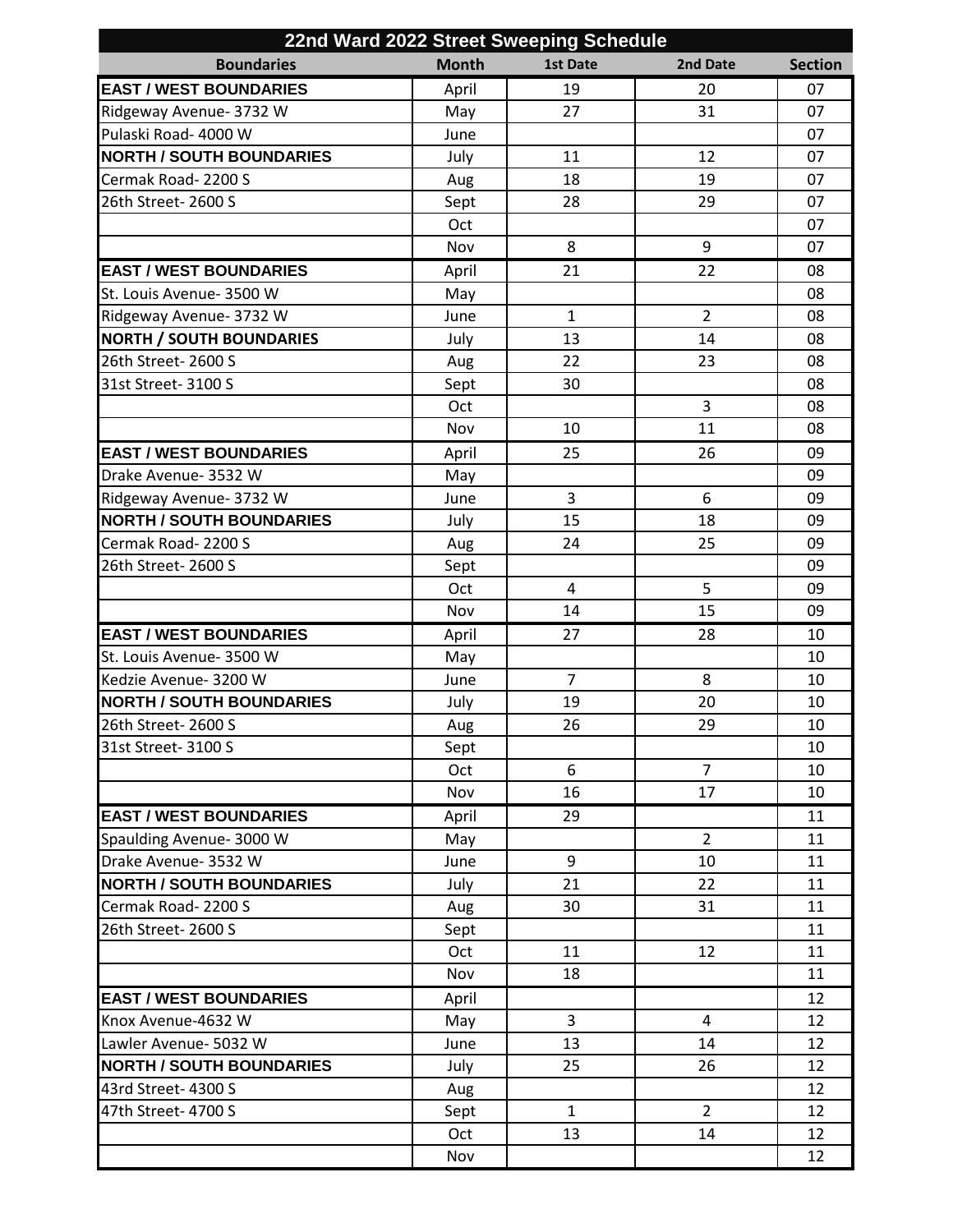| 22nd Ward 2022 Street Sweeping Schedule | | | | |
|---|---|---|---|---|
| **Boundaries** | **Month** | **1st Date** | **2nd Date** | **Section** |
| **EAST / WEST BOUNDARIES** | April | 19 | 20 | 07 |
| Ridgeway Avenue- 3732 W | May | 27 | 31 | 07 |
| Pulaski Road- 4000 W | June | | | 07 |
| **NORTH / SOUTH BOUNDARIES** | July | 11 | 12 | 07 |
| Cermak Road- 2200 S | Aug | 18 | 19 | 07 |
| 26th Street- 2600 S | Sept | 28 | 29 | 07 |
| | Oct | | | 07 |
| | Nov | 8 | 9 | 07 |
| **EAST / WEST BOUNDARIES** | April | 21 | 22 | 08 |
| St. Louis Avenue- 3500 W | May | | | 08 |
| Ridgeway Avenue- 3732 W | June | 1 | 2 | 08 |
| **NORTH / SOUTH BOUNDARIES** | July | 13 | 14 | 08 |
| 26th Street- 2600 S | Aug | 22 | 23 | 08 |
| 31st Street- 3100 S | Sept | 30 | | 08 |
| | Oct | | 3 | 08 |
| | Nov | 10 | 11 | 08 |
| **EAST / WEST BOUNDARIES** | April | 25 | 26 | 09 |
| Drake Avenue- 3532 W | May | | | 09 |
| Ridgeway Avenue- 3732 W | June | 3 | 6 | 09 |
| **NORTH / SOUTH BOUNDARIES** | July | 15 | 18 | 09 |
| Cermak Road- 2200 S | Aug | 24 | 25 | 09 |
| 26th Street- 2600 S | Sept | | | 09 |
| | Oct | 4 | 5 | 09 |
| | Nov | 14 | 15 | 09 |
| **EAST / WEST BOUNDARIES** | April | 27 | 28 | 10 |
| St. Louis Avenue- 3500 W | May | | | 10 |
| Kedzie Avenue- 3200 W | June | 7 | 8 | 10 |
| **NORTH / SOUTH BOUNDARIES** | July | 19 | 20 | 10 |
| 26th Street- 2600 S | Aug | 26 | 29 | 10 |
| 31st Street- 3100 S | Sept | | | 10 |
| | Oct | 6 | 7 | 10 |
| | Nov | 16 | 17 | 10 |
| **EAST / WEST BOUNDARIES** | April | 29 | | 11 |
| Spaulding Avenue- 3000 W | May | | 2 | 11 |
| Drake Avenue- 3532 W | June | 9 | 10 | 11 |
| **NORTH / SOUTH BOUNDARIES** | July | 21 | 22 | 11 |
| Cermak Road- 2200 S | Aug | 30 | 31 | 11 |
| 26th Street- 2600 S | Sept | | | 11 |
| | Oct | 11 | 12 | 11 |
| | Nov | 18 | | 11 |
| **EAST / WEST BOUNDARIES** | April | | | 12 |
| Knox Avenue-4632 W | May | 3 | 4 | 12 |
| Lawler Avenue- 5032 W | June | 13 | 14 | 12 |
| **NORTH / SOUTH BOUNDARIES** | July | 25 | 26 | 12 |
| 43rd Street- 4300 S | Aug | | | 12 |
| 47th Street- 4700 S | Sept | 1 | 2 | 12 |
| | Oct | 13 | 14 | 12 |
| | Nov | | | 12 |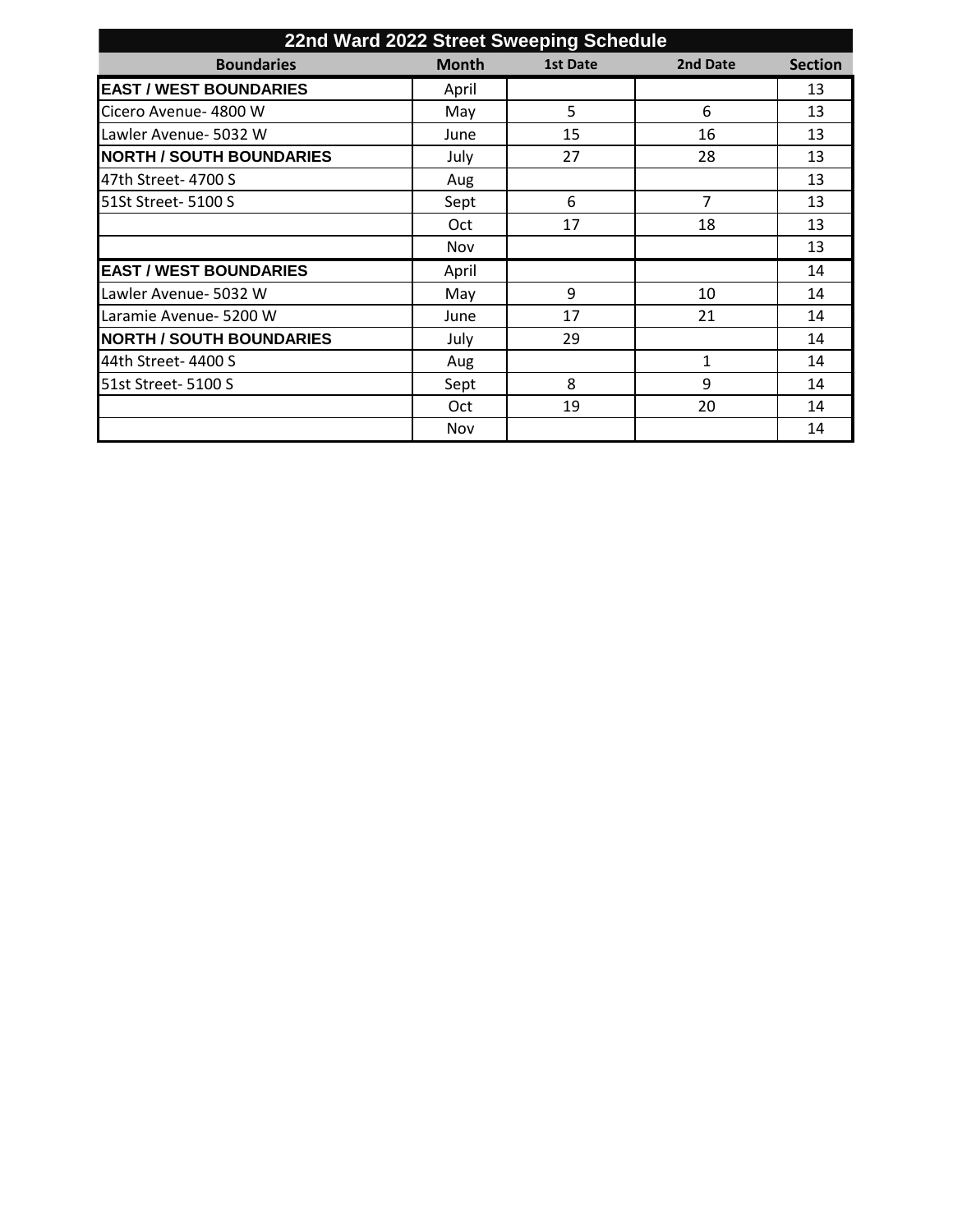| 22nd Ward 2022 Street Sweeping Schedule | | | | |
|---|---|---|---|---|
| **Boundaries** | **Month** | **1st Date** | **2nd Date** | **Section** |
| **EAST / WEST BOUNDARIES** | April | | | 13 |
| Cicero Avenue- 4800 W | May | 5 | 6 | 13 |
| Lawler Avenue- 5032 W | June | 15 | 16 | 13 |
| **NORTH / SOUTH BOUNDARIES** | July | 27 | 28 | 13 |
| 47th Street- 4700 S | Aug | | | 13 |
| 51St Street- 5100 S | Sept | 6 | 7 | 13 |
| | Oct | 17 | 18 | 13 |
| | Nov | | | 13 |
| **EAST / WEST BOUNDARIES** | April | | | 14 |
| Lawler Avenue- 5032 W | May | 9 | 10 | 14 |
| Laramie Avenue- 5200 W | June | 17 | 21 | 14 |
| **NORTH / SOUTH BOUNDARIES** | July | 29 | | 14 |
| 44th Street- 4400 S | Aug | | 1 | 14 |
| 51st Street- 5100 S | Sept | 8 | 9 | 14 |
| | Oct | 19 | 20 | 14 |
| | Nov | | | 14 |